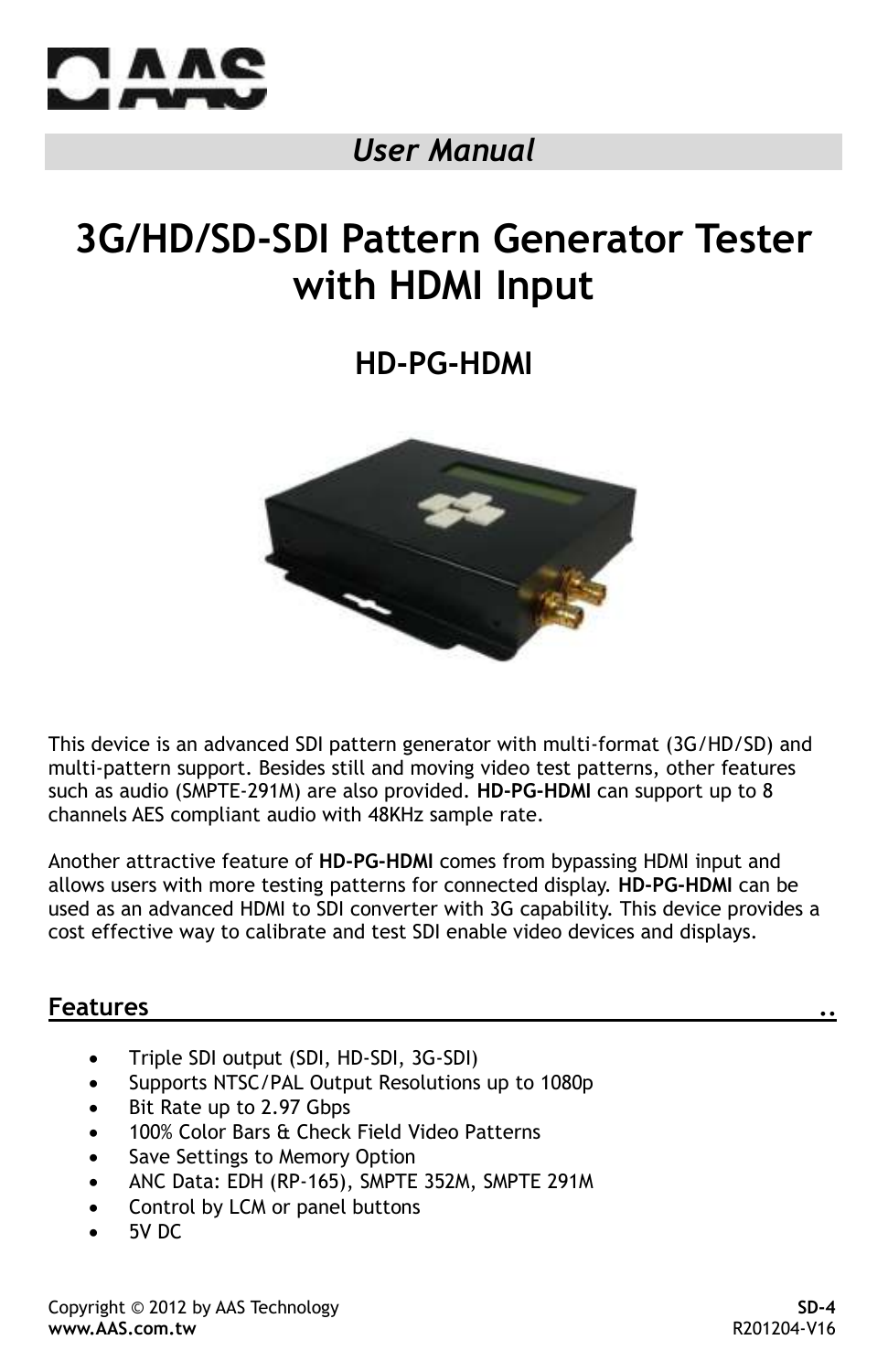*User Manual*

# 3G/HD/SD-SDI Pattern Generator Tester with HDMI Input

## HD-PG-HDMI

This device is an advanced SDI pattern generator with multi-format (3G/HD/SD) and multi-pattern support. Besides still and moving video test patterns, other features such as audio (SMPTE-291M) are also provided. **HD-PG-HDMI** can support up to 8 channels AES compliant audio with 48KHz sample rate.

Another attractive feature of **HD-PG-HDMI** comes from bypassing HDMI input and allows users with more testing patterns for connected display. **HD-PG-HDMI** can be used as an advanced HDMI to SDI converter with 3G capability. This device provides a cost effective way to calibrate and test SDI enable video devices and displays.

## Features

- Triple SDI output (SDI, HD-SDI, 3G-SDI)
- Supports NTSC/PAL Output Resolutions up to 1080p
- Bit Rate up to 2.97 Gbps
- 100% Color Bars & Check Field Video Patterns
- Save Settings to Memory Option
- ANC Data: EDH (RP-165), SMPTE 352M, SMPTE 291M
- Control by LCM or panel buttons
- 5V DC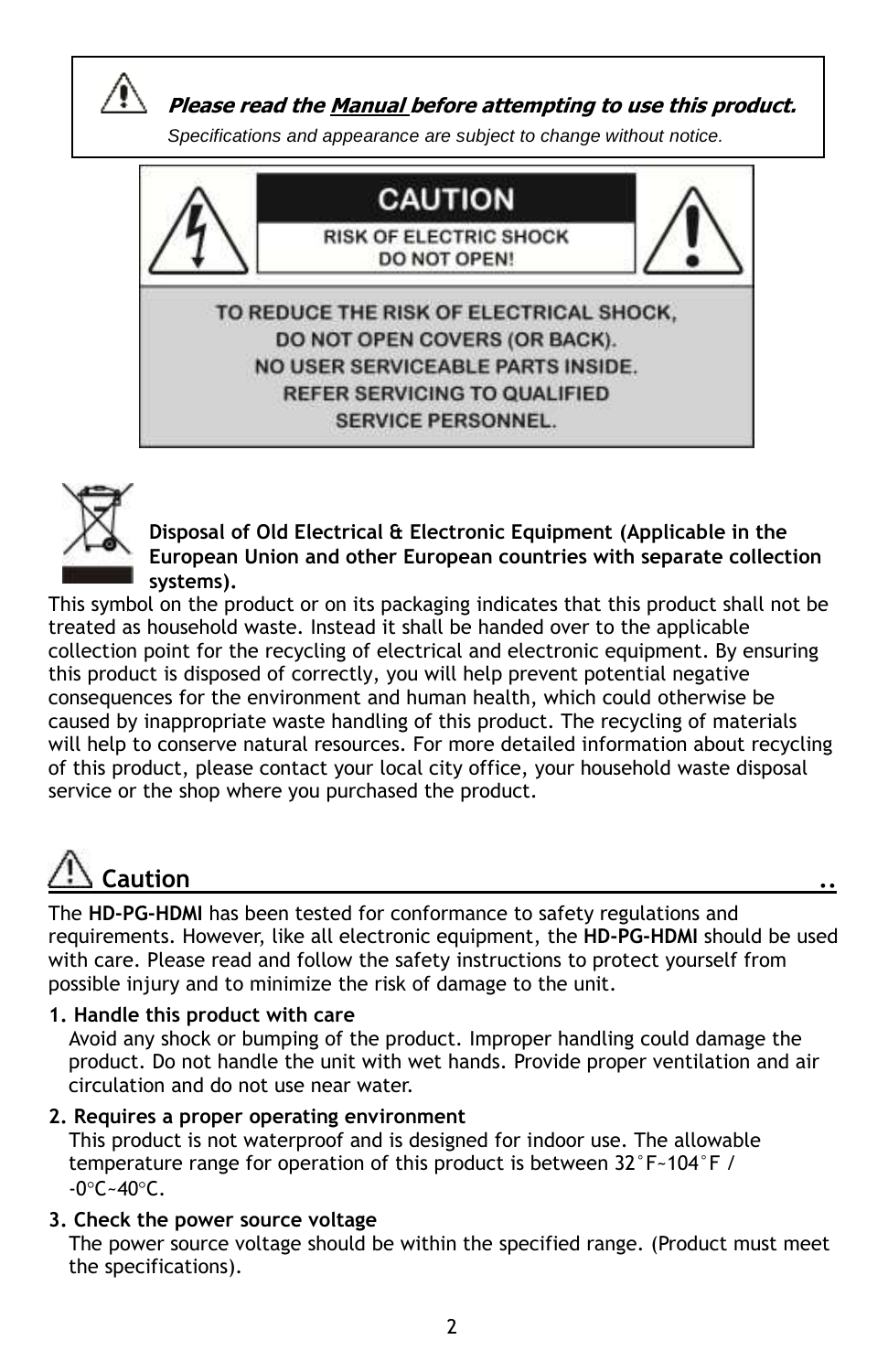***Please read the Manual before attempting to use this product.***

*Specifications and appearance are subject to change without notice.*

**CAUTION**

RISK OF ELECTRIC SHOCK
DO NOT OPEN!

TO REDUCE THE RISK OF ELECTRICAL SHOCK,
DO NOT OPEN COVERS (OR BACK).
NO USER SERVICEABLE PARTS INSIDE.
REFER SERVICING TO QUALIFIED
SERVICE PERSONNEL.

**Disposal of Old Electrical & Electronic Equipment (Applicable in the European Union and other European countries with separate collection systems).**

This symbol on the product or on its packaging indicates that this product shall not be treated as household waste. Instead it shall be handed over to the applicable collection point for the recycling of electrical and electronic equipment. By ensuring this product is disposed of correctly, you will help prevent potential negative consequences for the environment and human health, which could otherwise be caused by inappropriate waste handling of this product. The recycling of materials will help to conserve natural resources. For more detailed information about recycling of this product, please contact your local city office, your household waste disposal service or the shop where you purchased the product.

## Caution

The **HD-PG-HDMI** has been tested for conformance to safety regulations and requirements. However, like all electronic equipment, the **HD-PG-HDMI** should be used with care. Please read and follow the safety instructions to protect yourself from possible injury and to minimize the risk of damage to the unit.

**1. Handle this product with care**
Avoid any shock or bumping of the product. Improper handling could damage the product. Do not handle the unit with wet hands. Provide proper ventilation and air circulation and do not use near water.

**2. Requires a proper operating environment**
This product is not waterproof and is designed for indoor use. The allowable temperature range for operation of this product is between 32°F~104°F / -0°C~40°C.

**3. Check the power source voltage**
The power source voltage should be within the specified range. (Product must meet the specifications).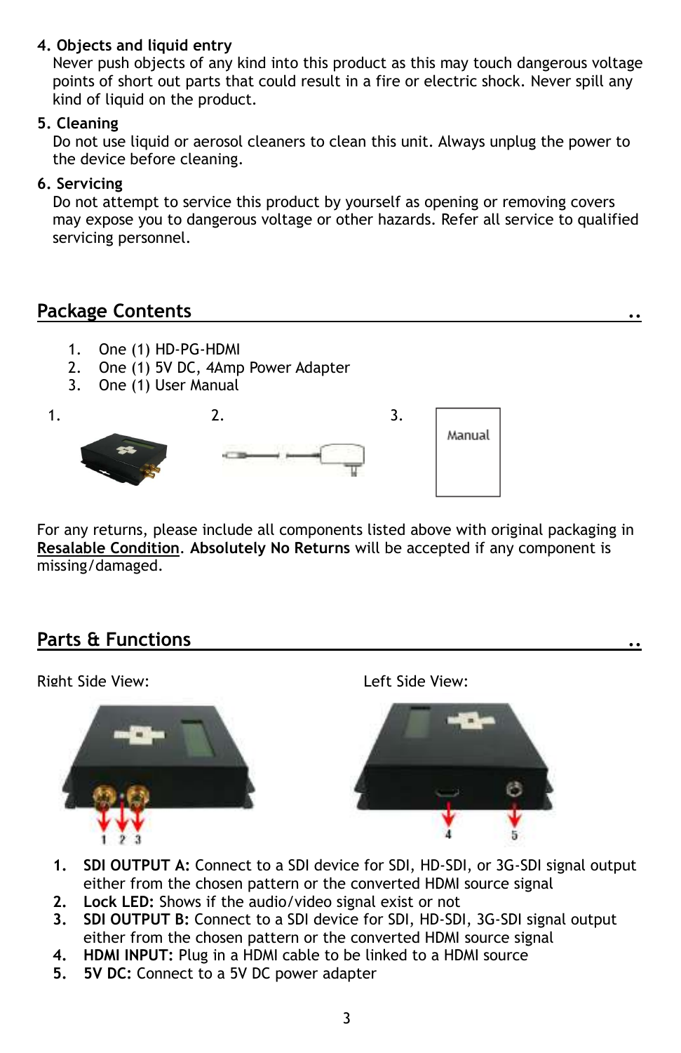**4. Objects and liquid entry**

Never push objects of any kind into this product as this may touch dangerous voltage points of short out parts that could result in a fire or electric shock. Never spill any kind of liquid on the product.

**5. Cleaning**

Do not use liquid or aerosol cleaners to clean this unit. Always unplug the power to the device before cleaning.

**6. Servicing**

Do not attempt to service this product by yourself as opening or removing covers may expose you to dangerous voltage or other hazards. Refer all service to qualified servicing personnel.

## Package Contents

1. One (1) HD-PG-HDMI
2. One (1) 5V DC, 4Amp Power Adapter
3. One (1) User Manual

1. 2. 3. Manual

For any returns, please include all components listed above with original packaging in <u>**Resalable Condition**</u>. **Absolutely No Returns** will be accepted if any component is missing/damaged.

## Parts & Functions

Right Side View: Left Side View:

1 2 3 4 5

1. **SDI OUTPUT A:** Connect to a SDI device for SDI, HD-SDI, or 3G-SDI signal output either from the chosen pattern or the converted HDMI source signal
2. **Lock LED:** Shows if the audio/video signal exist or not
3. **SDI OUTPUT B:** Connect to a SDI device for SDI, HD-SDI, 3G-SDI signal output either from the chosen pattern or the converted HDMI source signal
4. **HDMI INPUT:** Plug in a HDMI cable to be linked to a HDMI source
5. **5V DC:** Connect to a 5V DC power adapter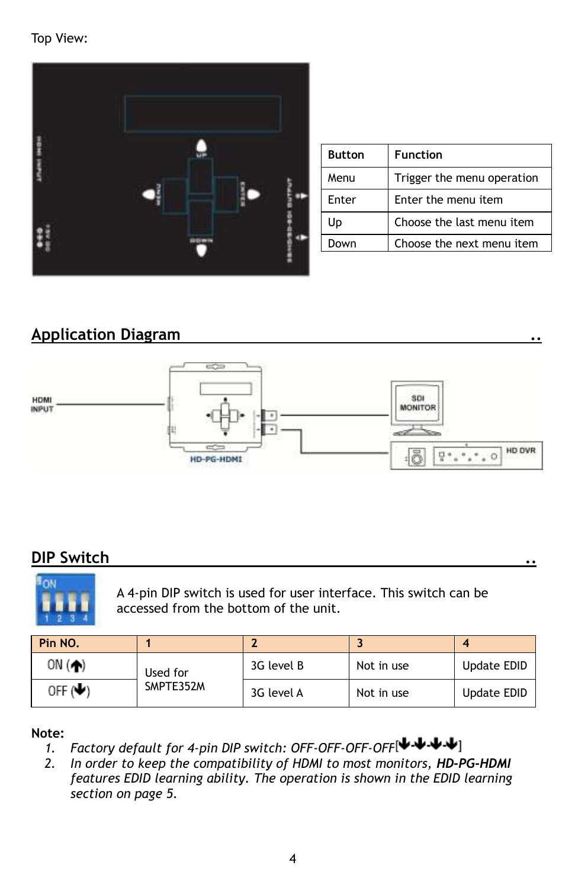Top View:

| Button | Function |
|---|---|
| Menu | Trigger the menu operation |
| Enter | Enter the menu item |
| Up | Choose the last menu item |
| Down | Choose the next menu item |

## Application Diagram

## DIP Switch

A 4-pin DIP switch is used for user interface. This switch can be accessed from the bottom of the unit.

| Pin NO. | 1 | 2 | 3 | 4 |
|---|---|---|---|---|
| ON (↑) | Used for SMPTE352M | 3G level B | Not in use | Update EDID |
| OFF (↓) | | 3G level A | Not in use | Update EDID |

**Note:**

1. *Factory default for 4-pin DIP switch: OFF-OFF-OFF-OFF[↓-↓-↓-↓]*
2. *In order to keep the compatibility of HDMI to most monitors, **HD-PG-HDMI** features EDID learning ability. The operation is shown in the EDID learning section on page 5.*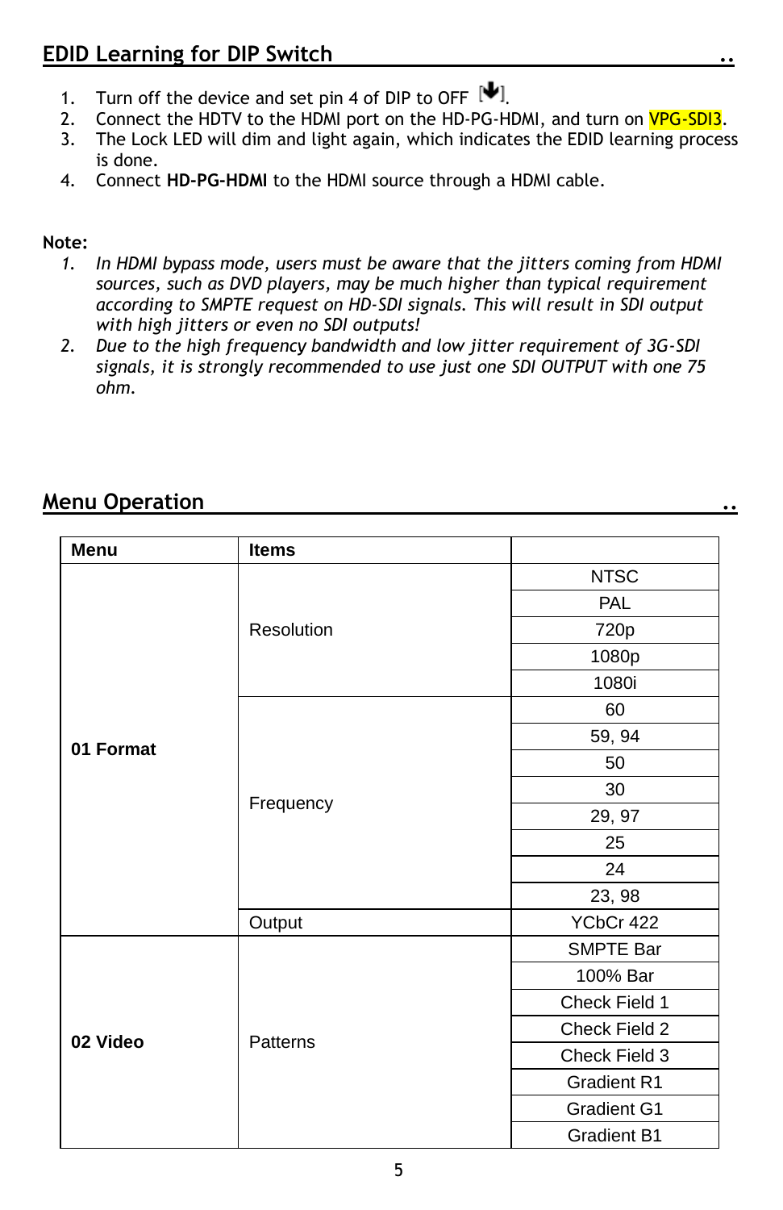## EDID Learning for DIP Switch

1. Turn off the device and set pin 4 of DIP to OFF [↓].
2. Connect the HDTV to the HDMI port on the HD-PG-HDMI, and turn on VPG-SDI3.
3. The Lock LED will dim and light again, which indicates the EDID learning process is done.
4. Connect **HD-PG-HDMI** to the HDMI source through a HDMI cable.

**Note:**

1. *In HDMI bypass mode, users must be aware that the jitters coming from HDMI sources, such as DVD players, may be much higher than typical requirement according to SMPTE request on HD-SDI signals. This will result in SDI output with high jitters or even no SDI outputs!*
2. *Due to the high frequency bandwidth and low jitter requirement of 3G-SDI signals, it is strongly recommended to use just one SDI OUTPUT with one 75 ohm.*

## Menu Operation

| Menu | Items | |
|---|---|---|
| **01 Format** | Resolution | NTSC |
| | | PAL |
| | | 720p |
| | | 1080p |
| | | 1080i |
| | Frequency | 60 |
| | | 59, 94 |
| | | 50 |
| | | 30 |
| | | 29, 97 |
| | | 25 |
| | | 24 |
| | | 23, 98 |
| | Output | YCbCr 422 |
| **02 Video** | Patterns | SMPTE Bar |
| | | 100% Bar |
| | | Check Field 1 |
| | | Check Field 2 |
| | | Check Field 3 |
| | | Gradient R1 |
| | | Gradient G1 |
| | | Gradient B1 |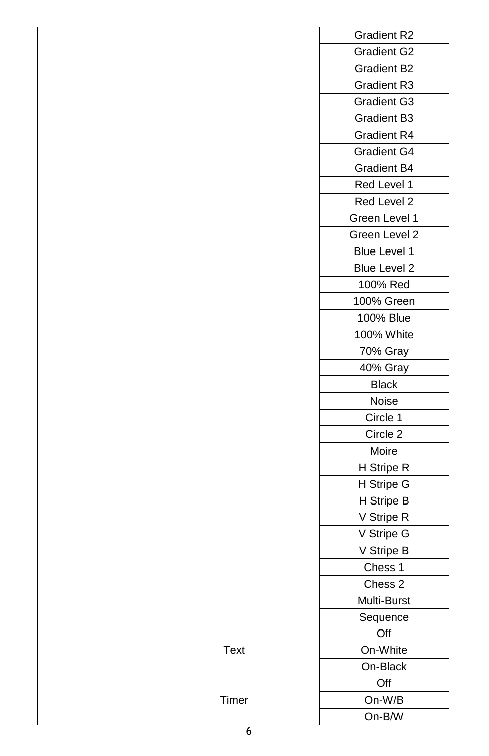| | | |
|---|---|---|
| | | Gradient R2 |
| | | Gradient G2 |
| | | Gradient B2 |
| | | Gradient R3 |
| | | Gradient G3 |
| | | Gradient B3 |
| | | Gradient R4 |
| | | Gradient G4 |
| | | Gradient B4 |
| | | Red Level 1 |
| | | Red Level 2 |
| | | Green Level 1 |
| | | Green Level 2 |
| | | Blue Level 1 |
| | | Blue Level 2 |
| | | 100% Red |
| | | 100% Green |
| | | 100% Blue |
| | | 100% White |
| | | 70% Gray |
| | | 40% Gray |
| | | Black |
| | | Noise |
| | | Circle 1 |
| | | Circle 2 |
| | | Moire |
| | | H Stripe R |
| | | H Stripe G |
| | | H Stripe B |
| | | V Stripe R |
| | | V Stripe G |
| | | V Stripe B |
| | | Chess 1 |
| | | Chess 2 |
| | | Multi-Burst |
| | | Sequence |
| | Text | Off |
| | | On-White |
| | | On-Black |
| | Timer | Off |
| | | On-W/B |
| | | On-B/W |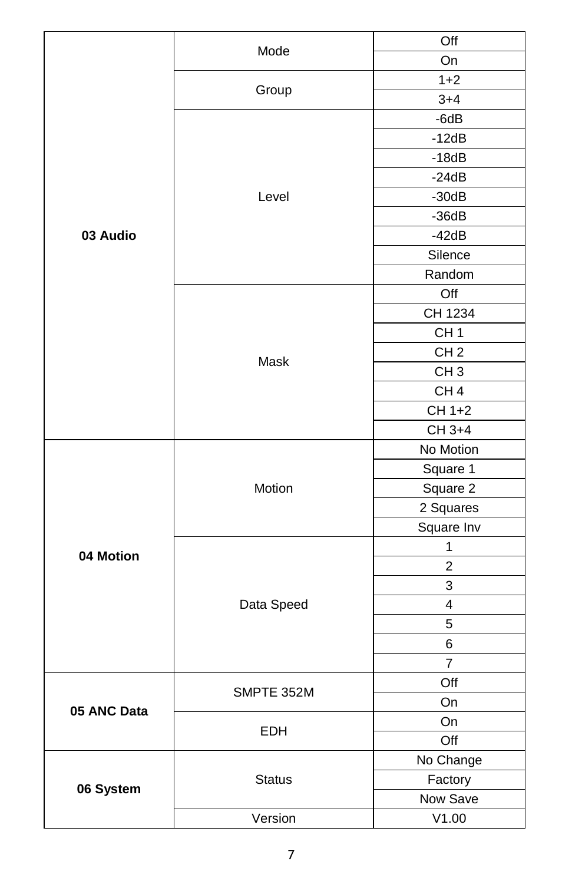| | | |
|---|---|---|
| **03 Audio** | Mode | Off |
| | | On |
| | Group | 1+2 |
| | | 3+4 |
| | Level | -6dB |
| | | -12dB |
| | | -18dB |
| | | -24dB |
| | | -30dB |
| | | -36dB |
| | | -42dB |
| | | Silence |
| | | Random |
| | Mask | Off |
| | | CH 1234 |
| | | CH 1 |
| | | CH 2 |
| | | CH 3 |
| | | CH 4 |
| | | CH 1+2 |
| | | CH 3+4 |
| **04 Motion** | Motion | No Motion |
| | | Square 1 |
| | | Square 2 |
| | | 2 Squares |
| | | Square Inv |
| | Data Speed | 1 |
| | | 2 |
| | | 3 |
| | | 4 |
| | | 5 |
| | | 6 |
| | | 7 |
| **05 ANC Data** | SMPTE 352M | Off |
| | | On |
| | EDH | On |
| | | Off |
| **06 System** | Status | No Change |
| | | Factory |
| | | Now Save |
| | Version | V1.00 |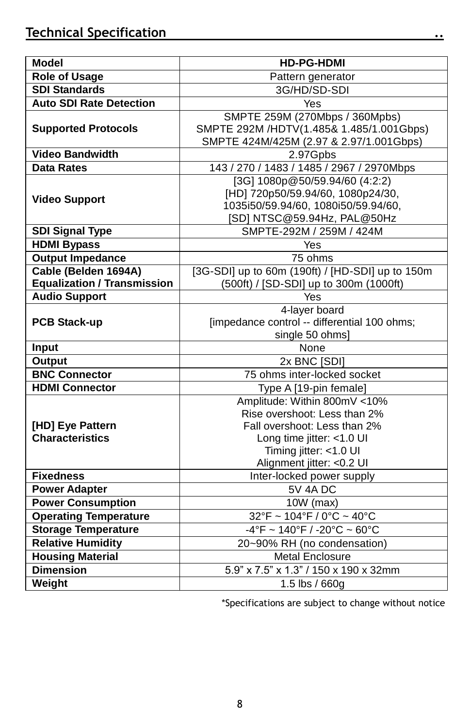## Technical Specification

| Model | HD-PG-HDMI |
|---|---|
| Role of Usage | Pattern generator |
| SDI Standards | 3G/HD/SD-SDI |
| Auto SDI Rate Detection | Yes |
| Supported Protocols | SMPTE 259M (270Mbps / 360Mpbs)<br>SMPTE 292M /HDTV(1.485& 1.485/1.001Gbps)<br>SMPTE 424M/425M (2.97 & 2.97/1.001Gbps) |
| Video Bandwidth | 2.97Gpbs |
| Data Rates | 143 / 270 / 1483 / 1485 / 2967 / 2970Mbps |
| Video Support | [3G] 1080p@50/59.94/60 (4:2:2)<br>[HD] 720p50/59.94/60, 1080p24/30, 1035i50/59.94/60, 1080i50/59.94/60,<br>[SD] NTSC@59.94Hz, PAL@50Hz |
| SDI Signal Type | SMPTE-292M / 259M / 424M |
| HDMI Bypass | Yes |
| Output Impedance | 75 ohms |
| Cable (Belden 1694A) Equalization / Transmission | [3G-SDI] up to 60m (190ft) / [HD-SDI] up to 150m (500ft) / [SD-SDI] up to 300m (1000ft) |
| Audio Support | Yes |
| PCB Stack-up | 4-layer board<br>[impedance control -- differential 100 ohms; single 50 ohms] |
| Input | None |
| Output | 2x BNC [SDI] |
| BNC Connector | 75 ohms inter-locked socket |
| HDMI Connector | Type A [19-pin female] |
| [HD] Eye Pattern Characteristics | Amplitude: Within 800mV <10%<br>Rise overshoot: Less than 2%<br>Fall overshoot: Less than 2%<br>Long time jitter: <1.0 UI<br>Timing jitter: <1.0 UI<br>Alignment jitter: <0.2 UI |
| Fixedness | Inter-locked power supply |
| Power Adapter | 5V 4A DC |
| Power Consumption | 10W (max) |
| Operating Temperature | 32°F ~ 104°F / 0°C ~ 40°C |
| Storage Temperature | -4°F ~ 140°F / -20°C ~ 60°C |
| Relative Humidity | 20~90% RH (no condensation) |
| Housing Material | Metal Enclosure |
| Dimension | 5.9" x 7.5" x 1.3" / 150 x 190 x 32mm |
| Weight | 1.5 lbs / 660g |

*Specifications are subject to change without notice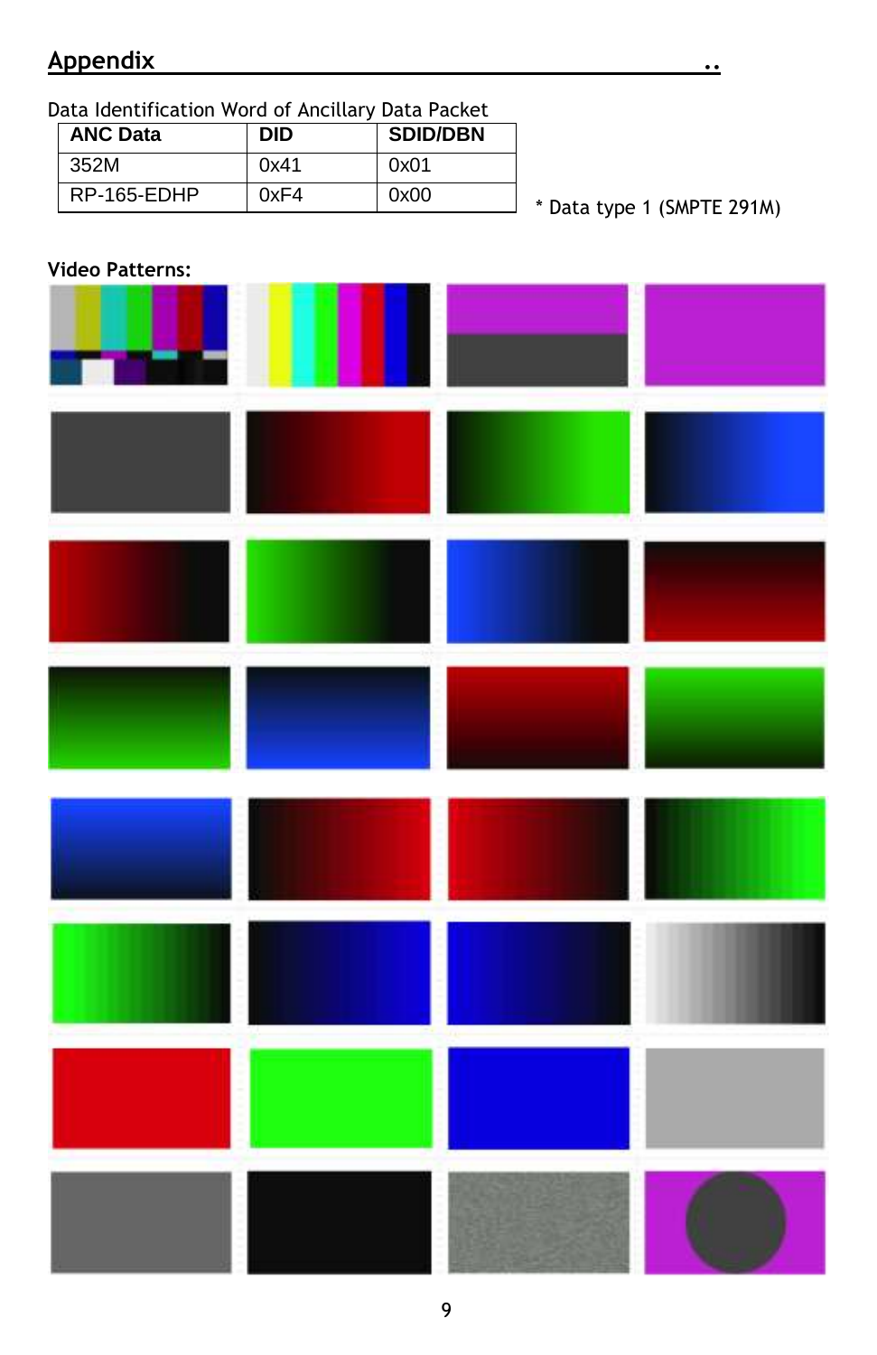# Appendix

Data Identification Word of Ancillary Data Packet

| ANC Data | DID | SDID/DBN |
|---|---|---|
| 352M | 0x41 | 0x01 |
| RP-165-EDHP | 0xF4 | 0x00 |

* Data type 1 (SMPTE 291M)

**Video Patterns:**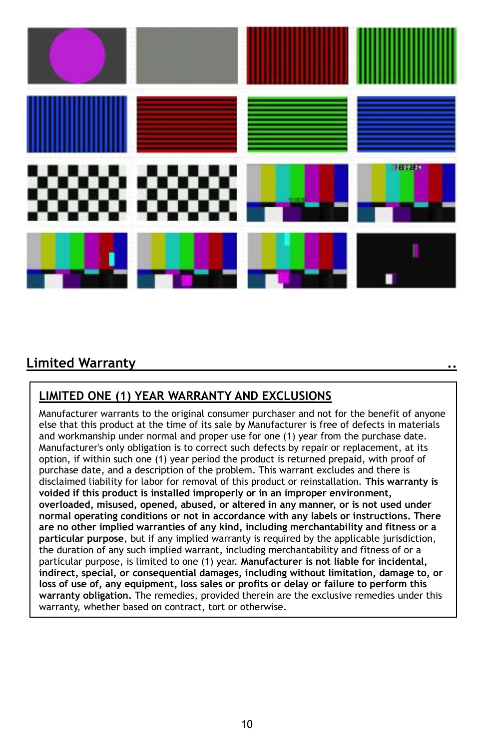## Limited Warranty

**LIMITED ONE (1) YEAR WARRANTY AND EXCLUSIONS**

Manufacturer warrants to the original consumer purchaser and not for the benefit of anyone else that this product at the time of its sale by Manufacturer is free of defects in materials and workmanship under normal and proper use for one (1) year from the purchase date. Manufacturer's only obligation is to correct such defects by repair or replacement, at its option, if within such one (1) year period the product is returned prepaid, with proof of purchase date, and a description of the problem. This warrant excludes and there is disclaimed liability for labor for removal of this product or reinstallation. **This warranty is voided if this product is installed improperly or in an improper environment, overloaded, misused, opened, abused, or altered in any manner, or is not used under normal operating conditions or not in accordance with any labels or instructions. There are no other implied warranties of any kind, including merchantability and fitness or a particular purpose**, but if any implied warranty is required by the applicable jurisdiction, the duration of any such implied warrant, including merchantability and fitness of or a particular purpose, is limited to one (1) year. **Manufacturer is not liable for incidental, indirect, special, or consequential damages, including without limitation, damage to, or loss of use of, any equipment, loss sales or profits or delay or failure to perform this warranty obligation.** The remedies, provided therein are the exclusive remedies under this warranty, whether based on contract, tort or otherwise.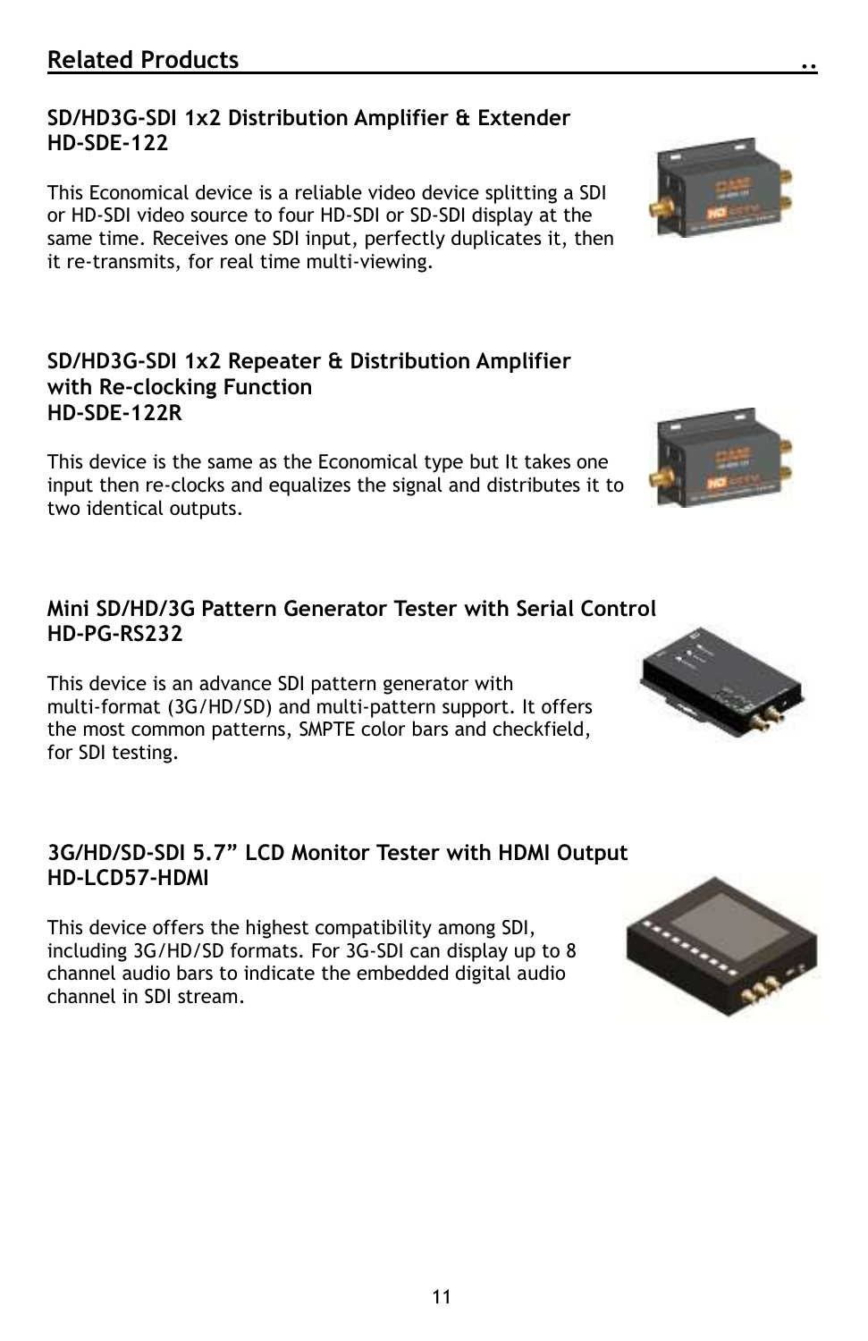## Related Products

### SD/HD3G-SDI 1x2 Distribution Amplifier & Extender
### HD-SDE-122

This Economical device is a reliable video device splitting a SDI or HD-SDI video source to four HD-SDI or SD-SDI display at the same time. Receives one SDI input, perfectly duplicates it, then it re-transmits, for real time multi-viewing.

### SD/HD3G-SDI 1x2 Repeater & Distribution Amplifier with Re-clocking Function
### HD-SDE-122R

This device is the same as the Economical type but It takes one input then re-clocks and equalizes the signal and distributes it to two identical outputs.

### Mini SD/HD/3G Pattern Generator Tester with Serial Control
### HD-PG-RS232

This device is an advance SDI pattern generator with multi-format (3G/HD/SD) and multi-pattern support. It offers the most common patterns, SMPTE color bars and checkfield, for SDI testing.

### 3G/HD/SD-SDI 5.7” LCD Monitor Tester with HDMI Output
### HD-LCD57-HDMI

This device offers the highest compatibility among SDI, including 3G/HD/SD formats. For 3G-SDI can display up to 8 channel audio bars to indicate the embedded digital audio channel in SDI stream.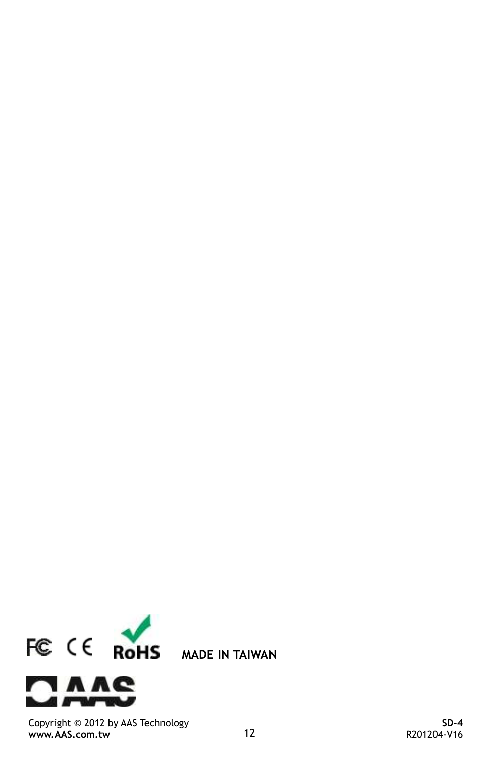MADE IN TAIWAN

Copyright © 2012 by AAS Technology
**www.AAS.com.tw**

**SD-4**
R201204-V16